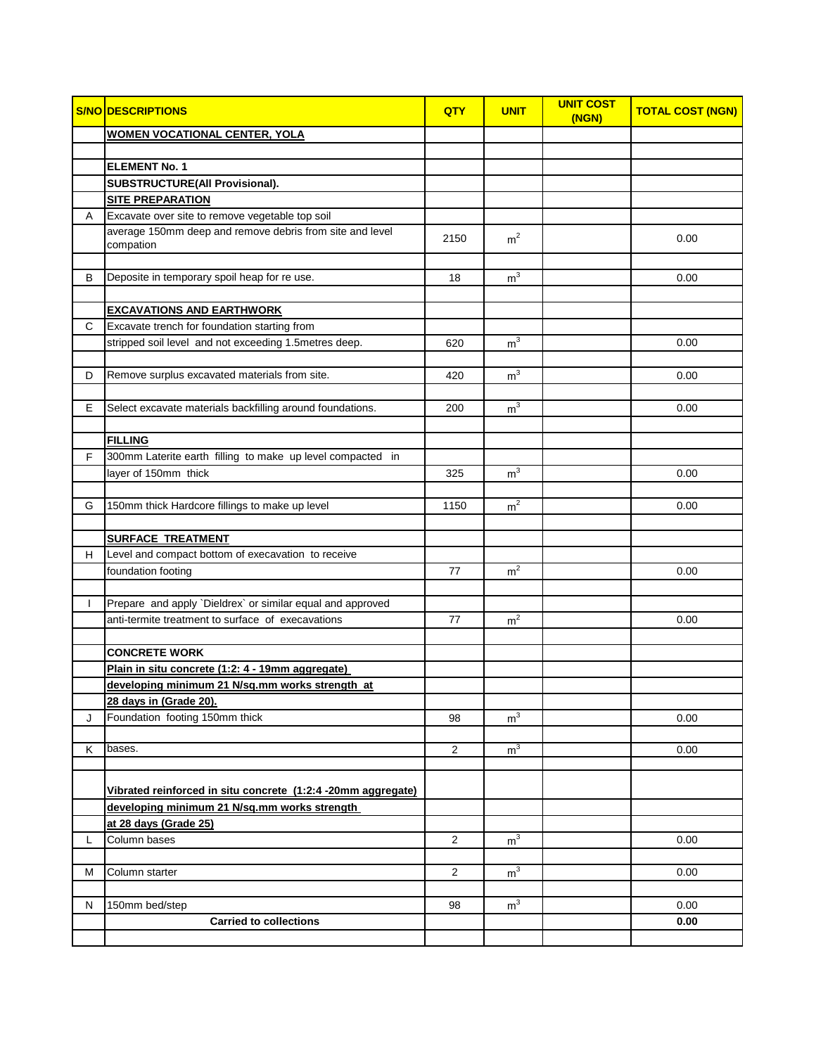| S/NO | DESCRIPTIONS | QTY | UNIT | UNIT COST (NGN) | TOTAL COST (NGN) |
|---|---|---|---|---|---|
| | **WOMEN VOCATIONAL CENTER, YOLA** | | | | |
| | | | | | |
| | **ELEMENT No. 1** | | | | |
| | **SUBSTRUCTURE(All Provisional).** | | | | |
| | **SITE PREPARATION** | | | | |
| A | Excavate over site to remove vegetable top soil | | | | |
| | average 150mm deep and remove debris from site and level compation | 2150 | $m^2$ | | 0.00 |
| | | | | | |
| B | Deposite in temporary spoil heap for re use. | 18 | $m^3$ | | 0.00 |
| | | | | | |
| | **EXCAVATIONS AND EARTHWORK** | | | | |
| C | Excavate trench for foundation starting from | | | | |
| | stripped soil level and not exceeding 1.5metres deep. | 620 | $m^3$ | | 0.00 |
| | | | | | |
| D | Remove surplus excavated materials from site. | 420 | $m^3$ | | 0.00 |
| | | | | | |
| E | Select excavate materials backfilling around foundations. | 200 | $m^3$ | | 0.00 |
| | | | | | |
| | **FILLING** | | | | |
| F | 300mm Laterite earth filling to make up level compacted in | | | | |
| | layer of 150mm thick | 325 | $m^3$ | | 0.00 |
| | | | | | |
| G | 150mm thick Hardcore fillings to make up level | 1150 | $m^2$ | | 0.00 |
| | | | | | |
| | **SURFACE TREATMENT** | | | | |
| H | Level and compact bottom of execavation to receive | | | | |
| | foundation footing | 77 | $m^2$ | | 0.00 |
| | | | | | |
| I | Prepare and apply `Dieldrex` or similar equal and approved | | | | |
| | anti-termite treatment to surface of execavations | 77 | $m^2$ | | 0.00 |
| | | | | | |
| | **CONCRETE WORK** | | | | |
| | **Plain in situ concrete (1:2: 4 - 19mm aggregate)** | | | | |
| | **developing minimum 21 N/sq.mm works strength at** | | | | |
| | **28 days in (Grade 20).** | | | | |
| J | Foundation footing 150mm thick | 98 | $m^3$ | | 0.00 |
| | | | | | |
| K | bases. | 2 | $m^3$ | | 0.00 |
| | | | | | |
| | **Vibrated reinforced in situ concrete (1:2:4 -20mm aggregate)** | | | | |
| | **developing minimum 21 N/sq.mm works strength** | | | | |
| | **at 28 days (Grade 25)** | | | | |
| L | Column bases | 2 | $m^3$ | | 0.00 |
| | | | | | |
| M | Column starter | 2 | $m^3$ | | 0.00 |
| | | | | | |
| N | 150mm bed/step | 98 | $m^3$ | | 0.00 |
| | **Carried to collections** | | | | **0.00** |
| | | | | | |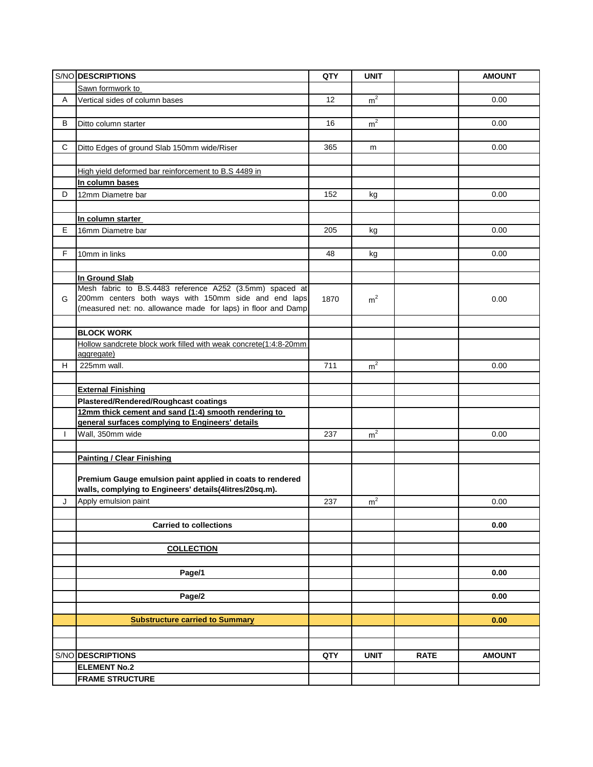| S/NO | DESCRIPTIONS | QTY | UNIT | | AMOUNT |
|---|---|---|---|---|---|
| | Sawn formwork to | | | | |
| A | Vertical sides of column bases | 12 | $m^2$ | | 0.00 |
| | | | | | |
| B | Ditto column starter | 16 | $m^2$ | | 0.00 |
| | | | | | |
| C | Ditto Edges of ground Slab 150mm wide/Riser | 365 | m | | 0.00 |
| | | | | | |
| | High yield deformed bar reinforcement to B.S 4489 in | | | | |
| | **In column bases** | | | | |
| D | 12mm Diametre bar | 152 | kg | | 0.00 |
| | | | | | |
| | **In column starter** | | | | |
| E | 16mm Diametre bar | 205 | kg | | 0.00 |
| | | | | | |
| F | 10mm in links | 48 | kg | | 0.00 |
| | | | | | |
| | **In Ground Slab** | | | | |
| G | Mesh fabric to B.S.4483 reference A252 (3.5mm) spaced at 200mm centers both ways with 150mm side and end laps (measured net: no. allowance made for laps) in floor and Damp | 1870 | $m^2$ | | 0.00 |
| | | | | | |
| | **BLOCK WORK** | | | | |
| | Hollow sandcrete block work filled with weak concrete(1:4:8-20mm aggregate) | | | | |
| H | 225mm wall. | 711 | $m^2$ | | 0.00 |
| | | | | | |
| | **External Finishing** | | | | |
| | **Plastered/Rendered/Roughcast coatings** | | | | |
| | **12mm thick cement and sand (1:4) smooth rendering to general surfaces complying to Engineers' details** | | | | |
| I | Wall, 350mm wide | 237 | $m^2$ | | 0.00 |
| | | | | | |
| | **Painting / Clear Finishing** | | | | |
| | **Premium Gauge emulsion paint applied in coats to rendered walls, complying to Engineers' details(4litres/20sq.m).** | | | | |
| J | Apply emulsion paint | 237 | $m^2$ | | 0.00 |
| | | | | | |
| | **Carried to collections** | | | | **0.00** |
| | | | | | |
| | **COLLECTION** | | | | |
| | | | | | |
| | **Page/1** | | | | **0.00** |
| | | | | | |
| | **Page/2** | | | | **0.00** |
| | | | | | |
| | **Substructure carried to Summary** | | | | **0.00** |

| S/NO | DESCRIPTIONS | QTY | UNIT | RATE | AMOUNT |
|---|---|---|---|---|---|
| | **ELEMENT No.2** | | | | |
| | **FRAME STRUCTURE** | | | | |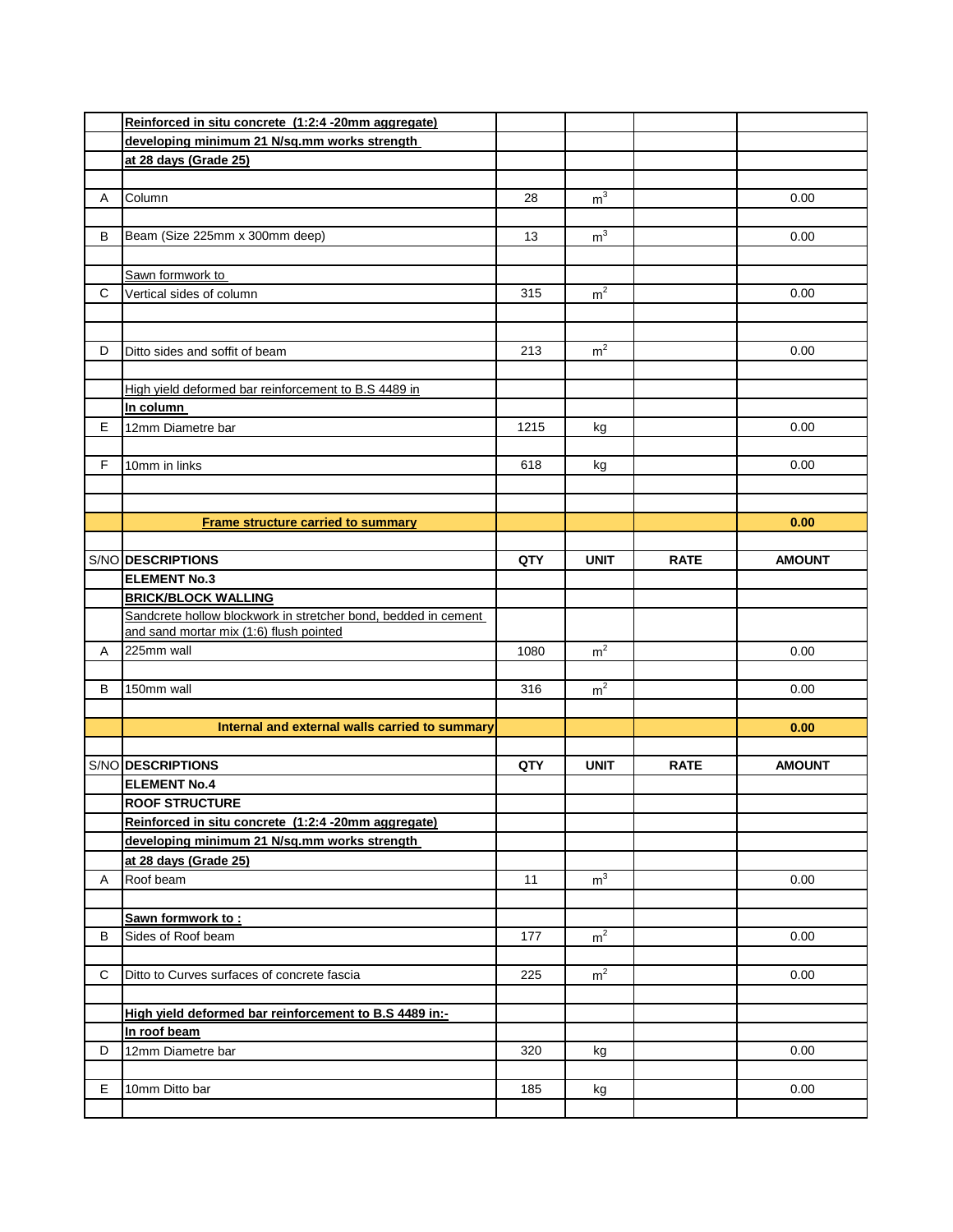| S/NO | DESCRIPTIONS | QTY | UNIT | RATE | AMOUNT |
|---|---|---|---|---|---|
| | Reinforced in situ concrete (1:2:4 -20mm aggregate) | | | | |
| | developing minimum 21 N/sq.mm works strength | | | | |
| | at 28 days (Grade 25) | | | | |
| | | | | | |
| A | Column | 28 | $m^3$ | | 0.00 |
| | | | | | |
| B | Beam (Size 225mm x 300mm deep) | 13 | $m^3$ | | 0.00 |
| | | | | | |
| | Sawn formwork to | | | | |
| C | Vertical sides of column | 315 | $m^2$ | | 0.00 |
| | | | | | |
| | | | | | |
| D | Ditto sides and soffit of beam | 213 | $m^2$ | | 0.00 |
| | | | | | |
| | High yield deformed bar reinforcement to B.S 4489 in | | | | |
| | In column | | | | |
| E | 12mm Diametre bar | 1215 | kg | | 0.00 |
| | | | | | |
| F | 10mm in links | 618 | kg | | 0.00 |
| | | | | | |
| | | | | | |
| | **Frame structure carried to summary** | | | | **0.00** |
| | | | | | |
| S/NO | **DESCRIPTIONS** | **QTY** | **UNIT** | **RATE** | **AMOUNT** |
| | **ELEMENT No.3** | | | | |
| | **BRICK/BLOCK WALLING** | | | | |
| | Sandcrete hollow blockwork in stretcher bond, bedded in cement and sand mortar mix (1:6) flush pointed | | | | |
| A | 225mm wall | 1080 | $m^2$ | | 0.00 |
| | | | | | |
| B | 150mm wall | 316 | $m^2$ | | 0.00 |
| | | | | | |
| | **Internal and external walls carried to summary** | | | | **0.00** |
| | | | | | |
| S/NO | **DESCRIPTIONS** | **QTY** | **UNIT** | **RATE** | **AMOUNT** |
| | **ELEMENT No.4** | | | | |
| | **ROOF STRUCTURE** | | | | |
| | **Reinforced in situ concrete (1:2:4 -20mm aggregate)** | | | | |
| | **developing minimum 21 N/sq.mm works strength** | | | | |
| | **at 28 days (Grade 25)** | | | | |
| A | Roof beam | 11 | $m^3$ | | 0.00 |
| | | | | | |
| | **Sawn formwork to :** | | | | |
| B | Sides of Roof beam | 177 | $m^2$ | | 0.00 |
| | | | | | |
| C | Ditto to Curves surfaces of concrete fascia | 225 | $m^2$ | | 0.00 |
| | | | | | |
| | **High yield deformed bar reinforcement to B.S 4489 in:-** | | | | |
| | **In roof beam** | | | | |
| D | 12mm Diametre bar | 320 | kg | | 0.00 |
| | | | | | |
| E | 10mm Ditto bar | 185 | kg | | 0.00 |
| | | | | | |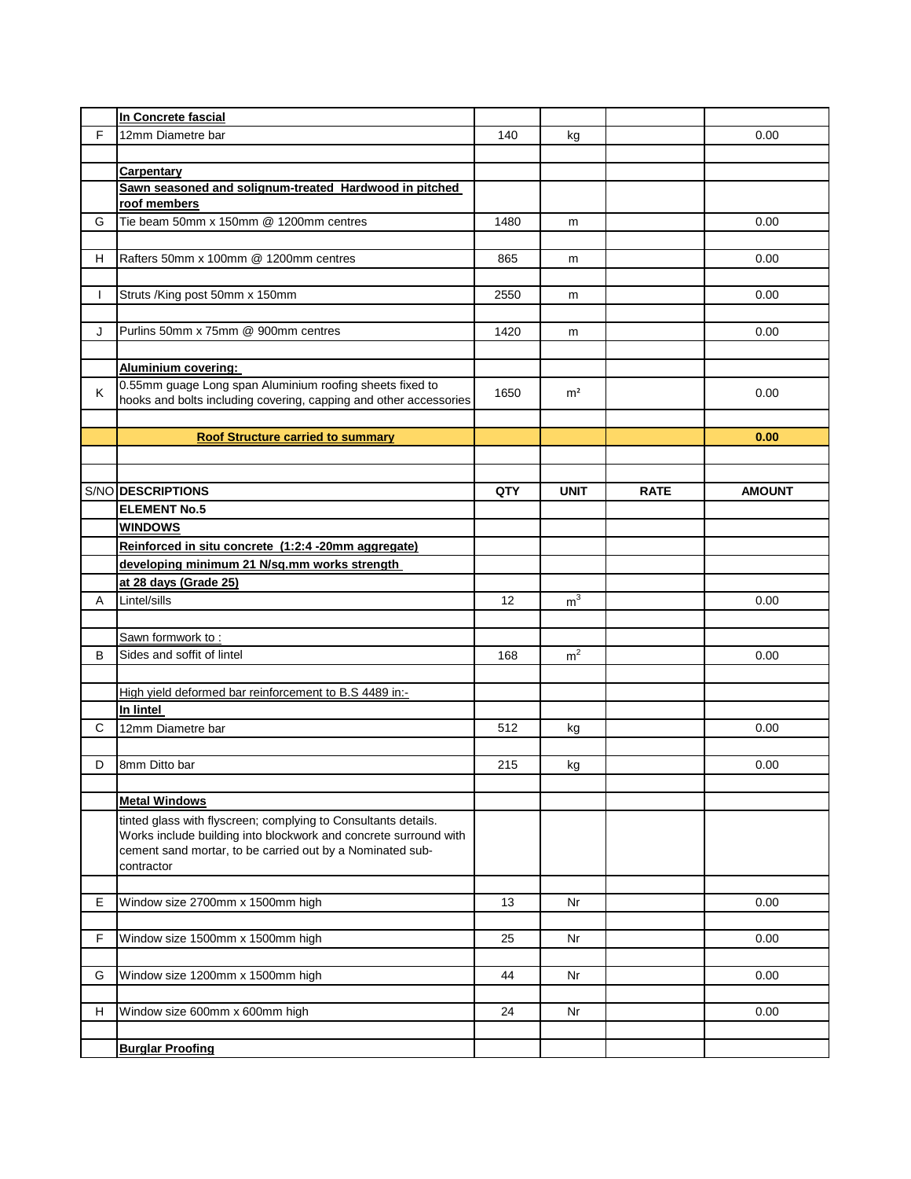| | | | | | |
|---|---|---|---|---|---|
| | **In Concrete fascial** | | | | |
| F | 12mm Diametre bar | 140 | kg | | 0.00 |
| | | | | | |
| | **Carpentary** | | | | |
| | **Sawn seasoned and solignum-treated Hardwood in pitched roof members** | | | | |
| G | Tie beam 50mm x 150mm @ 1200mm centres | 1480 | m | | 0.00 |
| | | | | | |
| H | Rafters 50mm x 100mm @ 1200mm centres | 865 | m | | 0.00 |
| | | | | | |
| I | Struts /King post 50mm x 150mm | 2550 | m | | 0.00 |
| | | | | | |
| J | Purlins 50mm x 75mm @ 900mm centres | 1420 | m | | 0.00 |
| | | | | | |
| | **Aluminium covering:** | | | | |
| K | 0.55mm guage Long span Aluminium roofing sheets fixed to hooks and bolts including covering, capping and other accessories | 1650 | m² | | 0.00 |
| | | | | | |
| | **Roof Structure carried to summary** | | | | **0.00** |
| | | | | | |
| | | | | | |
| **S/NO** | **DESCRIPTIONS** | **QTY** | **UNIT** | **RATE** | **AMOUNT** |
| | **ELEMENT No.5** | | | | |
| | **WINDOWS** | | | | |
| | **Reinforced in situ concrete (1:2:4 -20mm aggregate)** | | | | |
| | **developing minimum 21 N/sq.mm works strength** | | | | |
| | **at 28 days (Grade 25)** | | | | |
| A | Lintel/sills | 12 | $m^3$ | | 0.00 |
| | | | | | |
| | Sawn formwork to : | | | | |
| B | Sides and soffit of lintel | 168 | $m^2$ | | 0.00 |
| | | | | | |
| | High yield deformed bar reinforcement to B.S 4489 in:- | | | | |
| | **In lintel** | | | | |
| C | 12mm Diametre bar | 512 | kg | | 0.00 |
| | | | | | |
| D | 8mm Ditto bar | 215 | kg | | 0.00 |
| | | | | | |
| | **Metal Windows** | | | | |
| | tinted glass with flyscreen; complying to Consultants details. Works include building into blockwork and concrete surround with cement sand mortar, to be carried out by a Nominated sub-contractor | | | | |
| | | | | | |
| E | Window size 2700mm x 1500mm high | 13 | Nr | | 0.00 |
| | | | | | |
| F | Window size 1500mm x 1500mm high | 25 | Nr | | 0.00 |
| | | | | | |
| G | Window size 1200mm x 1500mm high | 44 | Nr | | 0.00 |
| | | | | | |
| H | Window size 600mm x 600mm high | 24 | Nr | | 0.00 |
| | | | | | |
| | **Burglar Proofing** | | | | |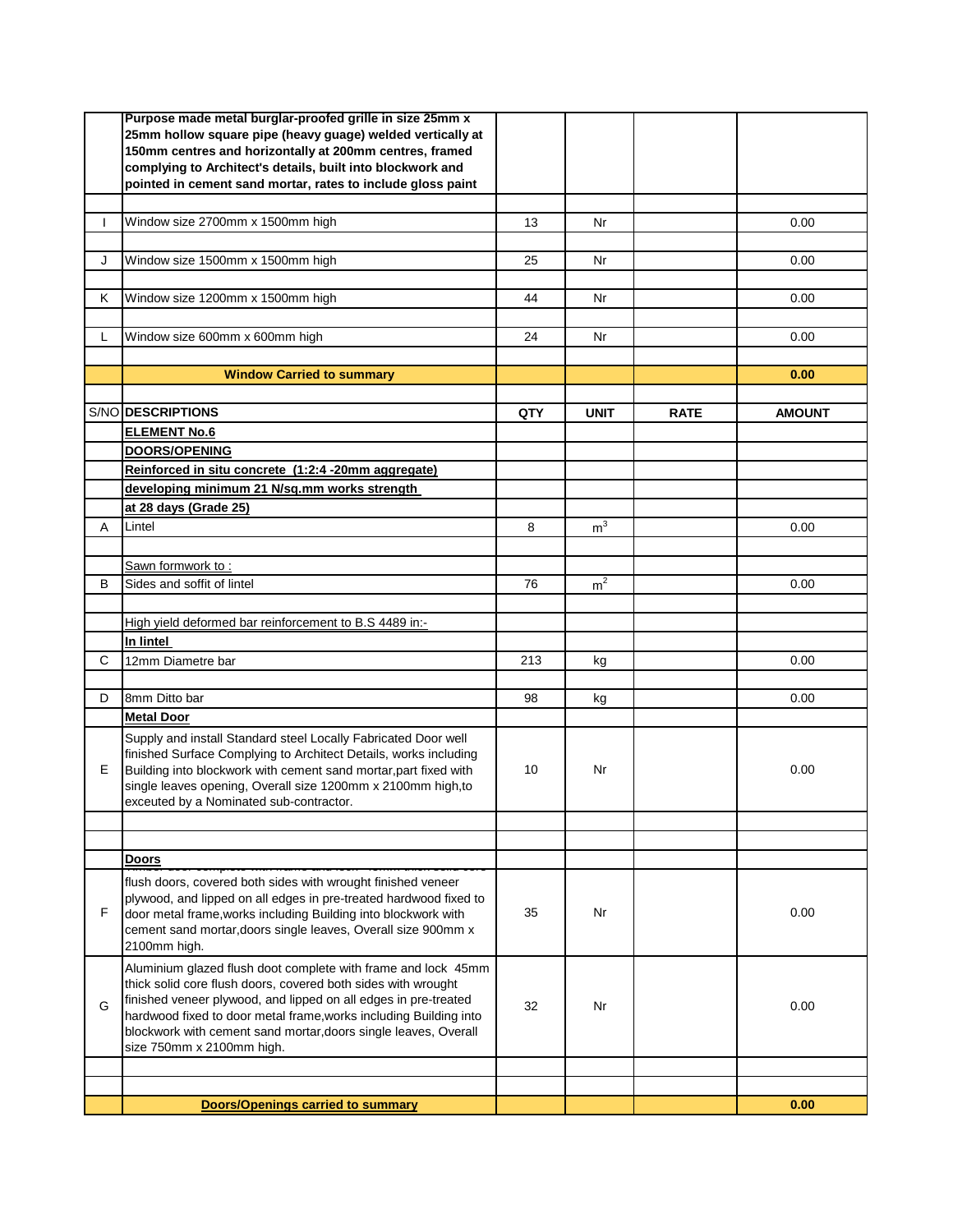| | **Purpose made metal burglar-proofed grille in size 25mm x 25mm hollow square pipe (heavy guage) welded vertically at 150mm centres and horizontally at 200mm centres, framed complying to Architect's details, built into blockwork and pointed in cement sand mortar, rates to include gloss paint** | | | | |
|---|---|---|---|---|---|
| | | | | | |
| I | Window size 2700mm x 1500mm high | 13 | Nr | | 0.00 |
| | | | | | |
| J | Window size 1500mm x 1500mm high | 25 | Nr | | 0.00 |
| | | | | | |
| K | Window size 1200mm x 1500mm high | 44 | Nr | | 0.00 |
| | | | | | |
| L | Window size 600mm x 600mm high | 24 | Nr | | 0.00 |
| | | | | | |
| | **Window Carried to summary** | | | | **0.00** |

| S/NO | DESCRIPTIONS | QTY | UNIT | RATE | AMOUNT |
|---|---|---|---|---|---|
| | **ELEMENT No.6** | | | | |
| | **DOORS/OPENING** | | | | |
| | **Reinforced in situ concrete (1:2:4 -20mm aggregate)** | | | | |
| | **developing minimum 21 N/sq.mm works strength** | | | | |
| | **at 28 days (Grade 25)** | | | | |
| A | Lintel | 8 | $m^3$ | | 0.00 |
| | | | | | |
| | Sawn formwork to : | | | | |
| B | Sides and soffit of lintel | 76 | $m^2$ | | 0.00 |
| | | | | | |
| | High yield deformed bar reinforcement to B.S 4489 in:- | | | | |
| | **In lintel** | | | | |
| C | 12mm Diametre bar | 213 | kg | | 0.00 |
| | | | | | |
| D | 8mm Ditto bar | 98 | kg | | 0.00 |
| | **Metal Door** | | | | |
| E | Supply and install Standard steel Locally Fabricated Door well finished Surface Complying to Architect Details, works including Building into blockwork with cement sand mortar,part fixed with single leaves opening, Overall size 1200mm x 2100mm high,to exceuted by a Nominated sub-contractor. | 10 | Nr | | 0.00 |
| | | | | | |
| | | | | | |
| | **Doors** | | | | |
| F | Timber door complete with frame and lock 45mm thick solid core flush doors, covered both sides with wrought finished veneer plywood, and lipped on all edges in pre-treated hardwood fixed to door metal frame,works including Building into blockwork with cement sand mortar,doors single leaves, Overall size 900mm x 2100mm high. | 35 | Nr | | 0.00 |
| G | Aluminium glazed flush doot complete with frame and lock 45mm thick solid core flush doors, covered both sides with wrought finished veneer plywood, and lipped on all edges in pre-treated hardwood fixed to door metal frame,works including Building into blockwork with cement sand mortar,doors single leaves, Overall size 750mm x 2100mm high. | 32 | Nr | | 0.00 |
| | | | | | |
| | | | | | |
| | **Doors/Openings carried to summary** | | | | **0.00** |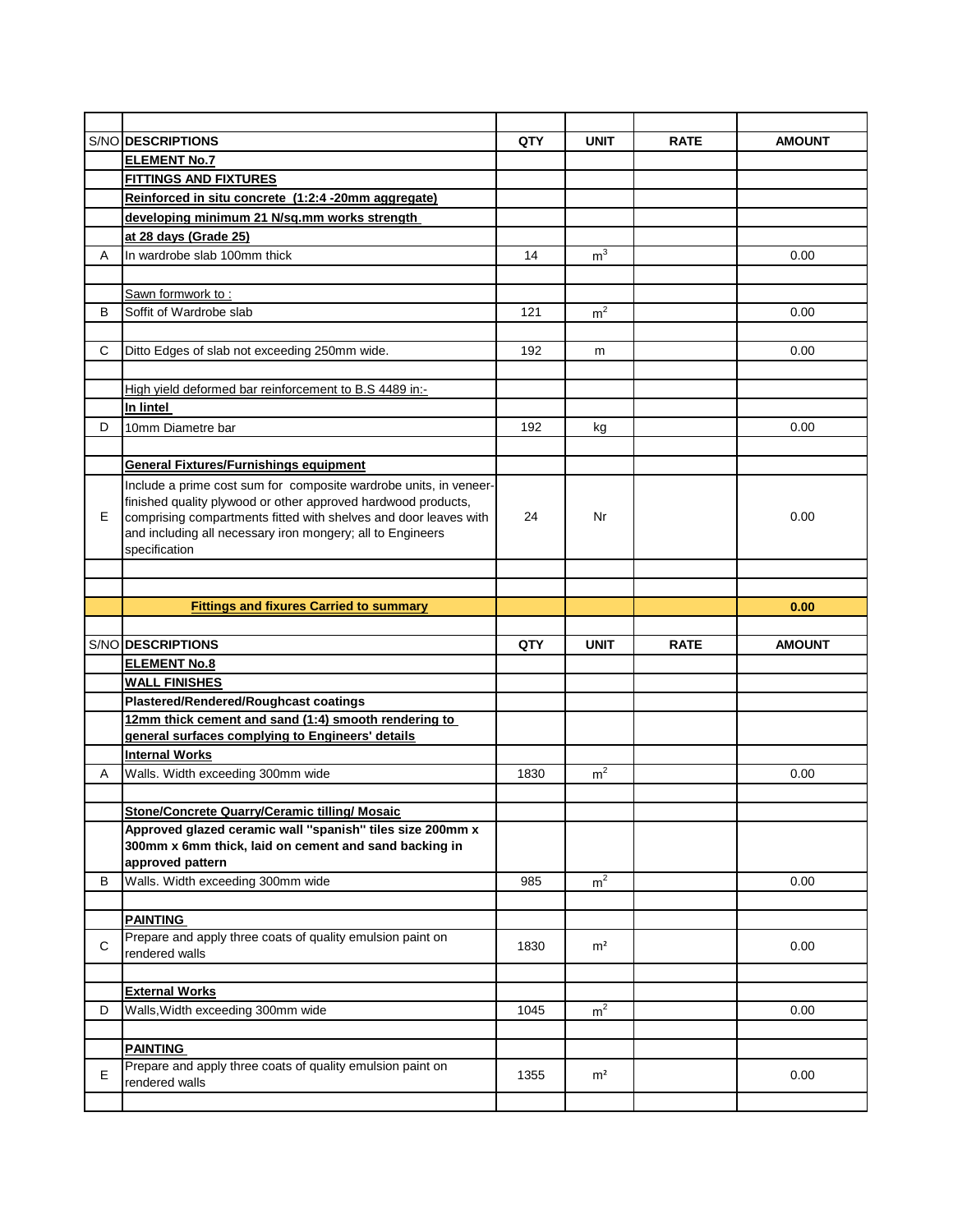| S/NO | DESCRIPTIONS | QTY | UNIT | RATE | AMOUNT |
|---|---|---|---|---|---|
| | **ELEMENT No.7** | | | | |
| | **FITTINGS AND FIXTURES** | | | | |
| | **Reinforced in situ concrete (1:2:4 -20mm aggregate)** | | | | |
| | **developing minimum 21 N/sq.mm works strength** | | | | |
| | **at 28 days (Grade 25)** | | | | |
| A | In wardrobe slab 100mm thick | 14 | $m^3$ | | 0.00 |
| | | | | | |
| | Sawn formwork to : | | | | |
| B | Soffit of Wardrobe slab | 121 | $m^2$ | | 0.00 |
| | | | | | |
| C | Ditto Edges of slab not exceeding 250mm wide. | 192 | m | | 0.00 |
| | | | | | |
| | High yield deformed bar reinforcement to B.S 4489 in:- | | | | |
| | **In lintel** | | | | |
| D | 10mm Diametre bar | 192 | kg | | 0.00 |
| | | | | | |
| | **General Fixtures/Furnishings equipment** | | | | |
| E | Include a prime cost sum for composite wardrobe units, in veneer-finished quality plywood or other approved hardwood products, comprising compartments fitted with shelves and door leaves with and including all necessary iron mongery; all to Engineers specification | 24 | Nr | | 0.00 |
| | | | | | |
| | | | | | |
| | **Fittings and fixures Carried to summary** | | | | **0.00** |
| | | | | | |
| S/NO | **DESCRIPTIONS** | **QTY** | **UNIT** | **RATE** | **AMOUNT** |
| | **ELEMENT No.8** | | | | |
| | **WALL FINISHES** | | | | |
| | **Plastered/Rendered/Roughcast coatings** | | | | |
| | **12mm thick cement and sand (1:4) smooth rendering to general surfaces complying to Engineers' details** | | | | |
| | **Internal Works** | | | | |
| A | Walls. Width exceeding 300mm wide | 1830 | $m^2$ | | 0.00 |
| | | | | | |
| | **Stone/Concrete Quarry/Ceramic tilling/ Mosaic** | | | | |
| | **Approved glazed ceramic wall "spanish" tiles size 200mm x 300mm x 6mm thick, laid on cement and sand backing in approved pattern** | | | | |
| B | Walls. Width exceeding 300mm wide | 985 | $m^2$ | | 0.00 |
| | | | | | |
| | **PAINTING** | | | | |
| C | Prepare and apply three coats of quality emulsion paint on rendered walls | 1830 | $m^2$ | | 0.00 |
| | | | | | |
| | **External Works** | | | | |
| D | Walls,Width exceeding 300mm wide | 1045 | $m^2$ | | 0.00 |
| | | | | | |
| | **PAINTING** | | | | |
| E | Prepare and apply three coats of quality emulsion paint on rendered walls | 1355 | $m^2$ | | 0.00 |
| | | | | | |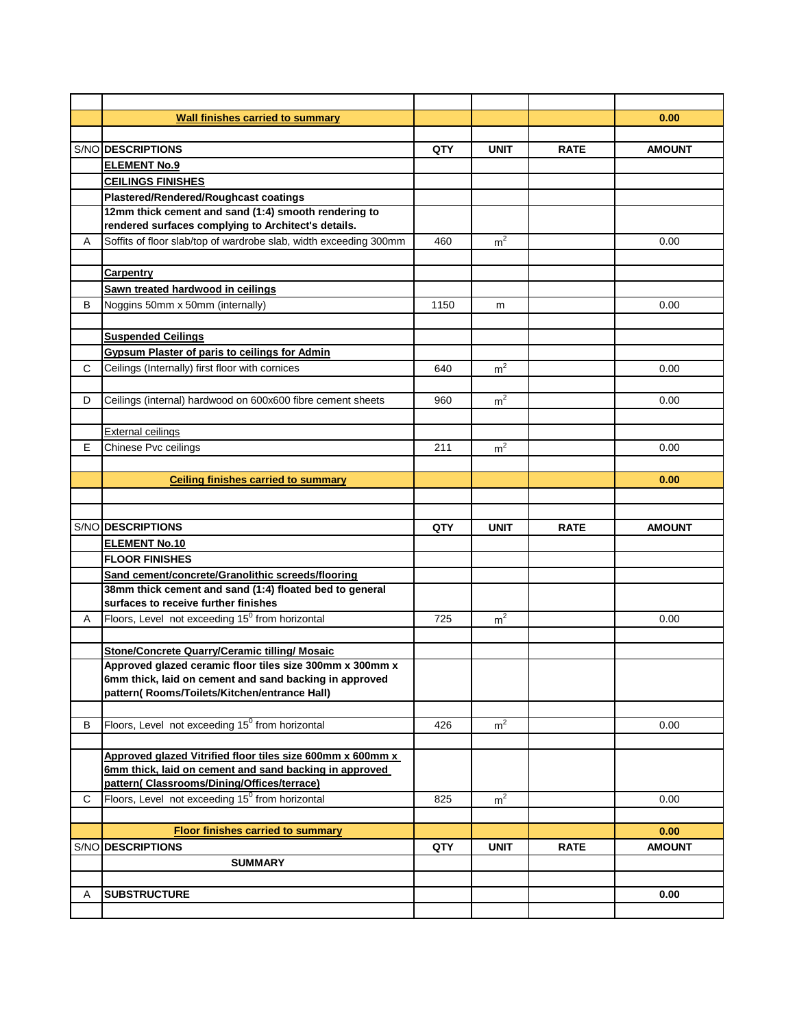| | | | | | |
|---|---|---|---|---|---|
| | **Wall finishes carried to summary** | | | | **0.00** |
| | | | | | |
| S/NO | **DESCRIPTIONS** | **QTY** | **UNIT** | **RATE** | **AMOUNT** |
| | **ELEMENT No.9** | | | | |
| | **CEILINGS FINISHES** | | | | |
| | **Plastered/Rendered/Roughcast coatings** | | | | |
| | **12mm thick cement and sand (1:4) smooth rendering to rendered surfaces complying to Architect's details.** | | | | |
| A | Soffits of floor slab/top of wardrobe slab, width exceeding 300mm | 460 | $m^2$ | | 0.00 |
| | | | | | |
| | **Carpentry** | | | | |
| | **Sawn treated hardwood in ceilings** | | | | |
| B | Noggins 50mm x 50mm (internally) | 1150 | m | | 0.00 |
| | | | | | |
| | **Suspended Ceilings** | | | | |
| | **Gypsum Plaster of paris to ceilings for Admin** | | | | |
| C | Ceilings (Internally) first floor with cornices | 640 | $m^2$ | | 0.00 |
| | | | | | |
| D | Ceilings (internal) hardwood on 600x600 fibre cement sheets | 960 | $m^2$ | | 0.00 |
| | | | | | |
| | External ceilings | | | | |
| E | Chinese Pvc ceilings | 211 | $m^2$ | | 0.00 |
| | | | | | |
| | **Ceiling finishes carried to summary** | | | | **0.00** |
| | | | | | |
| | | | | | |
| S/NO | **DESCRIPTIONS** | **QTY** | **UNIT** | **RATE** | **AMOUNT** |
| | **ELEMENT No.10** | | | | |
| | **FLOOR FINISHES** | | | | |
| | **Sand cement/concrete/Granolithic screeds/flooring** | | | | |
| | **38mm thick cement and sand (1:4) floated bed to general surfaces to receive further finishes** | | | | |
| A | Floors, Level not exceeding $15^0$ from horizontal | 725 | $m^2$ | | 0.00 |
| | | | | | |
| | **Stone/Concrete Quarry/Ceramic tilling/ Mosaic** | | | | |
| | **Approved glazed ceramic floor tiles size 300mm x 300mm x 6mm thick, laid on cement and sand backing in approved pattern( Rooms/Toilets/Kitchen/entrance Hall)** | | | | |
| | | | | | |
| B | Floors, Level not exceeding $15^0$ from horizontal | 426 | $m^2$ | | 0.00 |
| | | | | | |
| | **Approved glazed Vitrified floor tiles size 600mm x 600mm x 6mm thick, laid on cement and sand backing in approved pattern( Classrooms/Dining/Offices/terrace)** | | | | |
| C | Floors, Level not exceeding $15^0$ from horizontal | 825 | $m^2$ | | 0.00 |
| | | | | | |
| | **Floor finishes carried to summary** | | | | **0.00** |
| S/NO | **DESCRIPTIONS** | **QTY** | **UNIT** | **RATE** | **AMOUNT** |
| | **SUMMARY** | | | | |
| | | | | | |
| A | **SUBSTRUCTURE** | | | | **0.00** |
| | | | | | |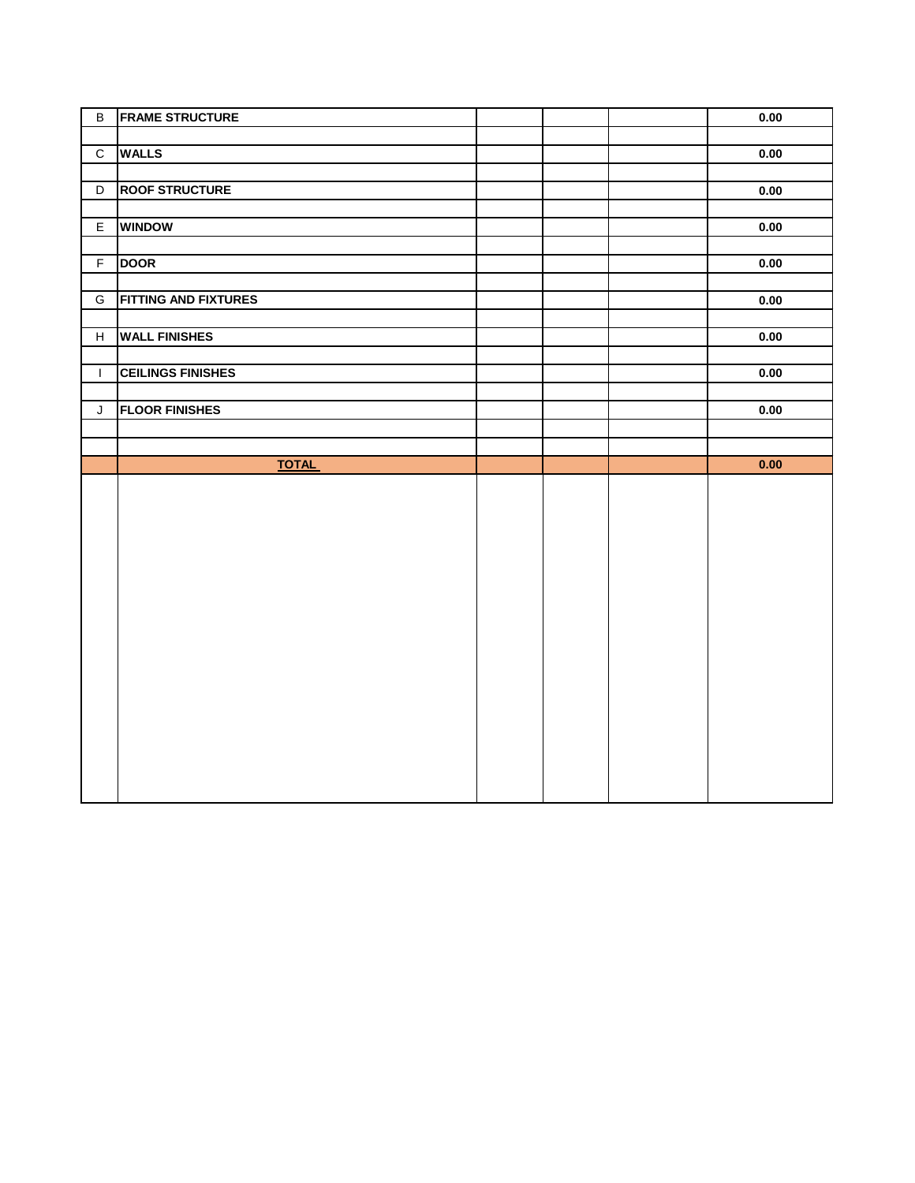| | | | | | |
|---|---|---|---|---|---|
| B | **FRAME STRUCTURE** | | | | **0.00** |
| | | | | | |
| C | **WALLS** | | | | **0.00** |
| | | | | | |
| D | **ROOF STRUCTURE** | | | | **0.00** |
| | | | | | |
| E | **WINDOW** | | | | **0.00** |
| | | | | | |
| F | **DOOR** | | | | **0.00** |
| | | | | | |
| G | **FITTING AND FIXTURES** | | | | **0.00** |
| | | | | | |
| H | **WALL FINISHES** | | | | **0.00** |
| | | | | | |
| I | **CEILINGS FINISHES** | | | | **0.00** |
| | | | | | |
| J | **FLOOR FINISHES** | | | | **0.00** |
| | | | | | |
| | | | | | |
| | **TOTAL** | | | | **0.00** |